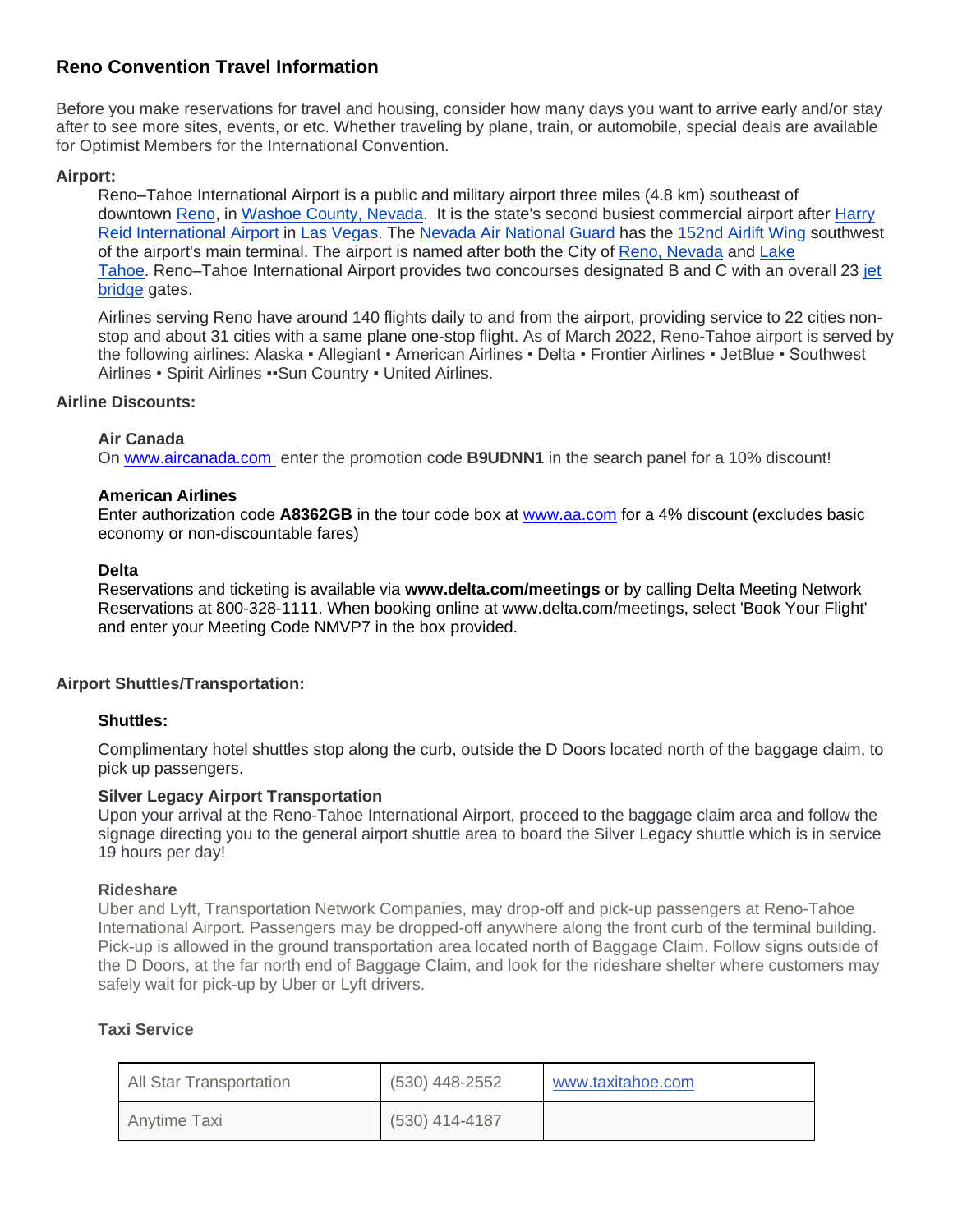## Reno Convention Travel Information

Before you make reservations for travel and housing, consider how many days you want to arrive early and/or stay after to see more sites, events, or etc. Whether traveling by plane, train, or automobile, special deals are available for Optimist Members for the International Convention.

**Airport:**

Reno–Tahoe International Airport is a public and military airport three miles (4.8 km) southeast of downtown Reno, in Washoe County, Nevada. It is the state's second busiest commercial airport after Harry Reid International Airport in Las Vegas. The Nevada Air National Guard has the 152nd Airlift Wing southwest of the airport's main terminal. The airport is named after both the City of Reno, Nevada and Lake Tahoe. Reno–Tahoe International Airport provides two concourses designated B and C with an overall 23 jet bridge gates.

Airlines serving Reno have around 140 flights daily to and from the airport, providing service to 22 cities non-stop and about 31 cities with a same plane one-stop flight. As of March 2022, Reno-Tahoe airport is served by the following airlines: Alaska ▪ Allegiant • American Airlines • Delta • Frontier Airlines ▪ JetBlue • Southwest Airlines • Spirit Airlines ▪▪Sun Country ▪ United Airlines.

**Airline Discounts:**

**Air Canada**
On www.aircanada.com enter the promotion code **B9UDNN1** in the search panel for a 10% discount!

**American Airlines**
Enter authorization code **A8362GB** in the tour code box at www.aa.com for a 4% discount (excludes basic economy or non-discountable fares)

**Delta**
Reservations and ticketing is available via **www.delta.com/meetings** or by calling Delta Meeting Network Reservations at 800-328-1111. When booking online at www.delta.com/meetings, select 'Book Your Flight' and enter your Meeting Code NMVP7 in the box provided.

**Airport Shuttles/Transportation:**

**Shuttles:**

Complimentary hotel shuttles stop along the curb, outside the D Doors located north of the baggage claim, to pick up passengers.

**Silver Legacy Airport Transportation**
Upon your arrival at the Reno-Tahoe International Airport, proceed to the baggage claim area and follow the signage directing you to the general airport shuttle area to board the Silver Legacy shuttle which is in service 19 hours per day!

**Rideshare**
Uber and Lyft, Transportation Network Companies, may drop-off and pick-up passengers at Reno-Tahoe International Airport. Passengers may be dropped-off anywhere along the front curb of the terminal building. Pick-up is allowed in the ground transportation area located north of Baggage Claim. Follow signs outside of the D Doors, at the far north end of Baggage Claim, and look for the rideshare shelter where customers may safely wait for pick-up by Uber or Lyft drivers.

**Taxi Service**

| All Star Transportation | (530) 448-2552 | www.taxitahoe.com |
|---|---|---|
| Anytime Taxi | (530) 414-4187 | |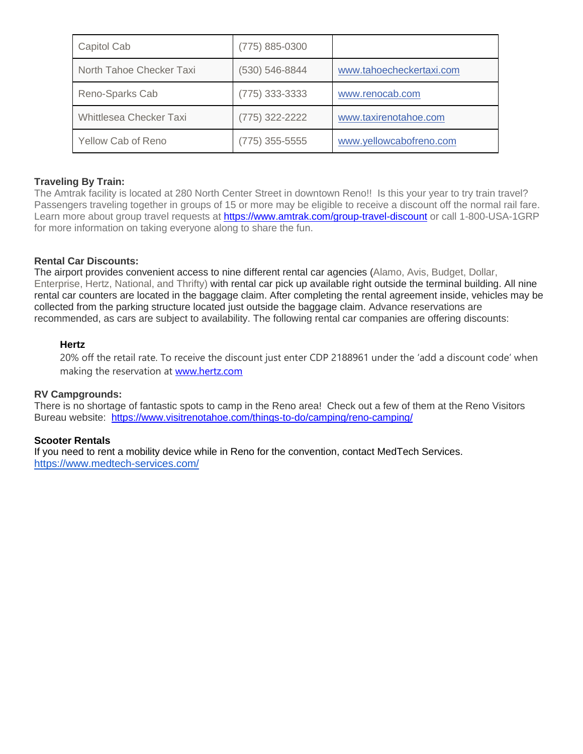| | | |
|---|---|---|
| Capitol Cab | (775) 885-0300 | |
| North Tahoe Checker Taxi | (530) 546-8844 | www.tahoecheckertaxi.com |
| Reno-Sparks Cab | (775) 333-3333 | www.renocab.com |
| Whittlesea Checker Taxi | (775) 322-2222 | www.taxirenotahoe.com |
| Yellow Cab of Reno | (775) 355-5555 | www.yellowcabofreno.com |

**Traveling By Train:**
The Amtrak facility is located at 280 North Center Street in downtown Reno!! Is this your year to try train travel? Passengers traveling together in groups of 15 or more may be eligible to receive a discount off the normal rail fare. Learn more about group travel requests at https://www.amtrak.com/group-travel-discount or call 1-800-USA-1GRP for more information on taking everyone along to share the fun.

**Rental Car Discounts:**
The airport provides convenient access to nine different rental car agencies (Alamo, Avis, Budget, Dollar, Enterprise, Hertz, National, and Thrifty) with rental car pick up available right outside the terminal building. All nine rental car counters are located in the baggage claim. After completing the rental agreement inside, vehicles may be collected from the parking structure located just outside the baggage claim. Advance reservations are recommended, as cars are subject to availability. The following rental car companies are offering discounts:

**Hertz**
20% off the retail rate. To receive the discount just enter CDP 2188961 under the 'add a discount code' when making the reservation at www.hertz.com

**RV Campgrounds:**
There is no shortage of fantastic spots to camp in the Reno area! Check out a few of them at the Reno Visitors Bureau website: https://www.visitrenotahoe.com/things-to-do/camping/reno-camping/

**Scooter Rentals**
If you need to rent a mobility device while in Reno for the convention, contact MedTech Services.
https://www.medtech-services.com/